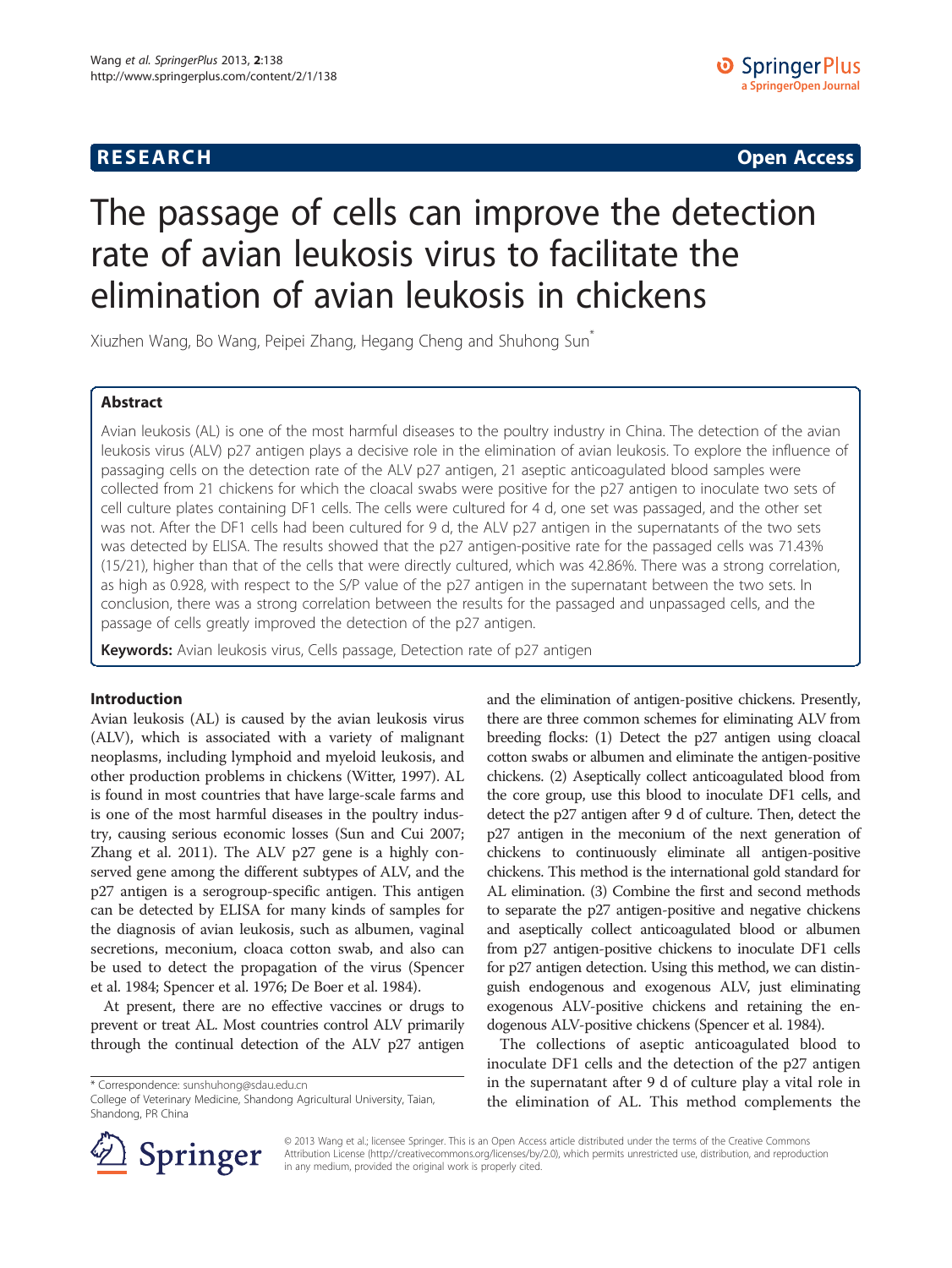**RESEARCH** **Open Access**

# The passage of cells can improve the detection rate of avian leukosis virus to facilitate the elimination of avian leukosis in chickens

Xiuzhen Wang, Bo Wang, Peipei Zhang, Hegang Cheng and Shuhong Sun*

## Abstract

Avian leukosis (AL) is one of the most harmful diseases to the poultry industry in China. The detection of the avian leukosis virus (ALV) p27 antigen plays a decisive role in the elimination of avian leukosis. To explore the influence of passaging cells on the detection rate of the ALV p27 antigen, 21 aseptic anticoagulated blood samples were collected from 21 chickens for which the cloacal swabs were positive for the p27 antigen to inoculate two sets of cell culture plates containing DF1 cells. The cells were cultured for 4 d, one set was passaged, and the other set was not. After the DF1 cells had been cultured for 9 d, the ALV p27 antigen in the supernatants of the two sets was detected by ELISA. The results showed that the p27 antigen-positive rate for the passaged cells was 71.43% (15/21), higher than that of the cells that were directly cultured, which was 42.86%. There was a strong correlation, as high as 0.928, with respect to the S/P value of the p27 antigen in the supernatant between the two sets. In conclusion, there was a strong correlation between the results for the passaged and unpassaged cells, and the passage of cells greatly improved the detection of the p27 antigen.

**Keywords:** Avian leukosis virus, Cells passage, Detection rate of p27 antigen

## Introduction

Avian leukosis (AL) is caused by the avian leukosis virus (ALV), which is associated with a variety of malignant neoplasms, including lymphoid and myeloid leukosis, and other production problems in chickens (Witter, 1997). AL is found in most countries that have large-scale farms and is one of the most harmful diseases in the poultry industry, causing serious economic losses (Sun and Cui 2007; Zhang et al. 2011). The ALV p27 gene is a highly conserved gene among the different subtypes of ALV, and the p27 antigen is a serogroup-specific antigen. This antigen can be detected by ELISA for many kinds of samples for the diagnosis of avian leukosis, such as albumen, vaginal secretions, meconium, cloaca cotton swab, and also can be used to detect the propagation of the virus (Spencer et al. 1984; Spencer et al. 1976; De Boer et al. 1984).

At present, there are no effective vaccines or drugs to prevent or treat AL. Most countries control ALV primarily through the continual detection of the ALV p27 antigen and the elimination of antigen-positive chickens. Presently, there are three common schemes for eliminating ALV from breeding flocks: (1) Detect the p27 antigen using cloacal cotton swabs or albumen and eliminate the antigen-positive chickens. (2) Aseptically collect anticoagulated blood from the core group, use this blood to inoculate DF1 cells, and detect the p27 antigen after 9 d of culture. Then, detect the p27 antigen in the meconium of the next generation of chickens to continuously eliminate all antigen-positive chickens. This method is the international gold standard for AL elimination. (3) Combine the first and second methods to separate the p27 antigen-positive and negative chickens and aseptically collect anticoagulated blood or albumen from p27 antigen-positive chickens to inoculate DF1 cells for p27 antigen detection. Using this method, we can distinguish endogenous and exogenous ALV, just eliminating exogenous ALV-positive chickens and retaining the endogenous ALV-positive chickens (Spencer et al. 1984).

The collections of aseptic anticoagulated blood to inoculate DF1 cells and the detection of the p27 antigen in the supernatant after 9 d of culture play a vital role in the elimination of AL. This method complements the

\* Correspondence: sunshuhong@sdau.edu.cn
College of Veterinary Medicine, Shandong Agricultural University, Taian, Shandong, PR China

© 2013 Wang et al.; licensee Springer. This is an Open Access article distributed under the terms of the Creative Commons Attribution License (http://creativecommons.org/licenses/by/2.0), which permits unrestricted use, distribution, and reproduction in any medium, provided the original work is properly cited.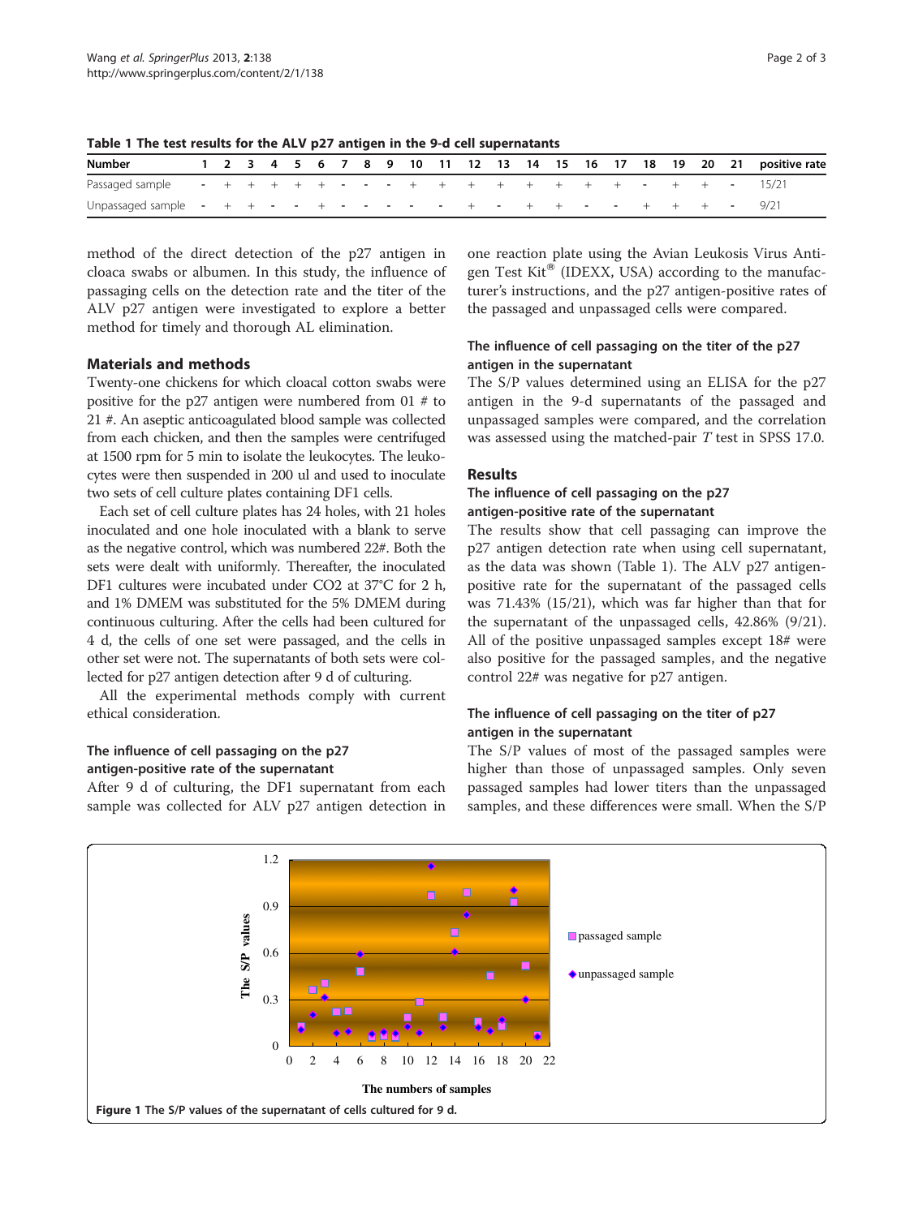**Table 1 The test results for the ALV p27 antigen in the 9-d cell supernatants**

| Number | 1 | 2 | 3 | 4 | 5 | 6 | 7 | 8 | 9 | 10 | 11 | 12 | 13 | 14 | 15 | 16 | 17 | 18 | 19 | 20 | 21 | positive rate |
|---|---|---|---|---|---|---|---|---|---|---|---|---|---|---|---|---|---|---|---|---|---|---|
| Passaged sample | - | + | + | + | + | + | + | - | - | - | + | + | + | + | + | + | + | - | + | + | - | 15/21 |
| Unpassaged sample | - | + | + | - | - | + | - | - | - | - | - | + | - | + | + | - | - | + | + | + | - | 9/21 |

method of the direct detection of the p27 antigen in cloaca swabs or albumen. In this study, the influence of passaging cells on the detection rate and the titer of the ALV p27 antigen were investigated to explore a better method for timely and thorough AL elimination.

## Materials and methods

Twenty-one chickens for which cloacal cotton swabs were positive for the p27 antigen were numbered from 01 # to 21 #. An aseptic anticoagulated blood sample was collected from each chicken, and then the samples were centrifuged at 1500 rpm for 5 min to isolate the leukocytes. The leukocytes were then suspended in 200 ul and used to inoculate two sets of cell culture plates containing DF1 cells.

Each set of cell culture plates has 24 holes, with 21 holes inoculated and one hole inoculated with a blank to serve as the negative control, which was numbered 22#. Both the sets were dealt with uniformly. Thereafter, the inoculated DF1 cultures were incubated under $CO_2$ at 37°C for 2 h, and 1% DMEM was substituted for the 5% DMEM during continuous culturing. After the cells had been cultured for 4 d, the cells of one set were passaged, and the cells in other set were not. The supernatants of both sets were collected for p27 antigen detection after 9 d of culturing.

All the experimental methods comply with current ethical consideration.

### The influence of cell passaging on the p27 antigen-positive rate of the supernatant

After 9 d of culturing, the DF1 supernatant from each sample was collected for ALV p27 antigen detection in one reaction plate using the Avian Leukosis Virus Antigen Test Kit® (IDEXX, USA) according to the manufacturer's instructions, and the p27 antigen-positive rates of the passaged and unpassaged cells were compared.

### The influence of cell passaging on the titer of the p27 antigen in the supernatant

The S/P values determined using an ELISA for the p27 antigen in the 9-d supernatants of the passaged and unpassaged samples were compared, and the correlation was assessed using the matched-pair *T* test in SPSS 17.0.

## Results

### The influence of cell passaging on the p27 antigen-positive rate of the supernatant

The results show that cell passaging can improve the p27 antigen detection rate when using cell supernatant, as the data was shown (Table 1). The ALV p27 antigen-positive rate for the supernatant of the passaged cells was 71.43% (15/21), which was far higher than that for the supernatant of the unpassaged cells, 42.86% (9/21). All of the positive unpassaged samples except 18# were also positive for the passaged samples, and the negative control 22# was negative for p27 antigen.

### The influence of cell passaging on the titer of p27 antigen in the supernatant

The S/P values of most of the passaged samples were higher than those of unpassaged samples. Only seven passaged samples had lower titers than the unpassaged samples, and these differences were small. When the S/P

**Figure 1** The S/P values of the supernatant of cells cultured for 9 d.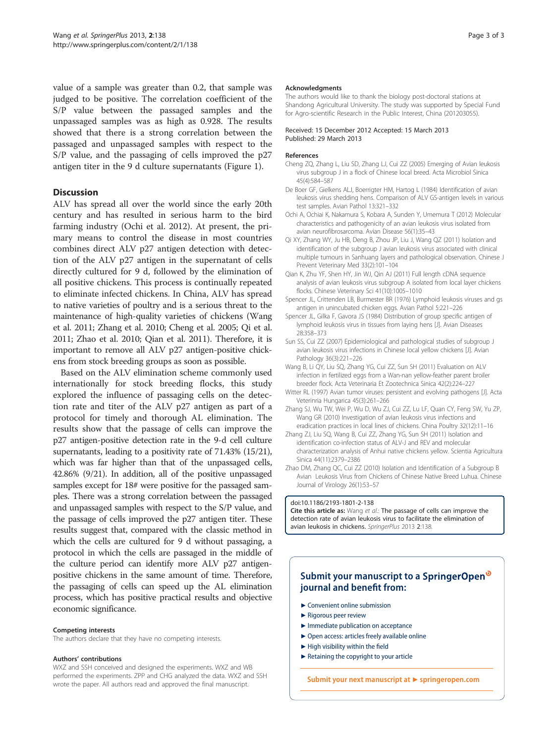value of a sample was greater than 0.2, that sample was judged to be positive. The correlation coefficient of the S/P value between the passaged samples and the unpassaged samples was as high as 0.928. The results showed that there is a strong correlation between the passaged and unpassaged samples with respect to the S/P value, and the passaging of cells improved the p27 antigen titer in the 9 d culture supernatants (Figure 1).

## Discussion

ALV has spread all over the world since the early 20th century and has resulted in serious harm to the bird farming industry (Ochi et al. 2012). At present, the primary means to control the disease in most countries combines direct ALV p27 antigen detection with detection of the ALV p27 antigen in the supernatant of cells directly cultured for 9 d, followed by the elimination of all positive chickens. This process is continually repeated to eliminate infected chickens. In China, ALV has spread to native varieties of poultry and is a serious threat to the maintenance of high-quality varieties of chickens (Wang et al. 2011; Zhang et al. 2010; Cheng et al. 2005; Qi et al. 2011; Zhao et al. 2010; Qian et al. 2011). Therefore, it is important to remove all ALV p27 antigen-positive chickens from stock breeding groups as soon as possible.

Based on the ALV elimination scheme commonly used internationally for stock breeding flocks, this study explored the influence of passaging cells on the detection rate and titer of the ALV p27 antigen as part of a protocol for timely and thorough AL elimination. The results show that the passage of cells can improve the p27 antigen-positive detection rate in the 9-d cell culture supernatants, leading to a positivity rate of 71.43% (15/21), which was far higher than that of the unpassaged cells, 42.86% (9/21). In addition, all of the positive unpassaged samples except for 18# were positive for the passaged samples. There was a strong correlation between the passaged and unpassaged samples with respect to the S/P value, and the passage of cells improved the p27 antigen titer. These results suggest that, compared with the classic method in which the cells are cultured for 9 d without passaging, a protocol in which the cells are passaged in the middle of the culture period can identify more ALV p27 antigen-positive chickens in the same amount of time. Therefore, the passaging of cells can speed up the AL elimination process, which has positive practical results and objective economic significance.

### Competing interests

The authors declare that they have no competing interests.

### Authors' contributions

WXZ and SSH conceived and designed the experiments. WXZ and WB performed the experiments. ZPP and CHG analyzed the data. WXZ and SSH wrote the paper. All authors read and approved the final manuscript.

### Acknowledgments

The authors would like to thank the biology post-doctoral stations at Shandong Agricultural University. The study was supported by Special Fund for Agro-scientific Research in the Public Interest, China (201203055).

Received: 15 December 2012 Accepted: 15 March 2013
Published: 29 March 2013

### References

- Cheng ZQ, Zhang L, Liu SD, Zhang LJ, Cui ZZ (2005) Emerging of Avian leukosis virus subgroup J in a flock of Chinese local breed. Acta Microbiol Sinica 45(4):584–587
- De Boer GF, Gielkens ALJ, Boerrigter HM, Hartog L (1984) Identification of avian leukosis virus shedding hens. Comparison of ALV GS-antigen levels in various test samples. Avian Pathol 13:321–332
- Ochi A, Ochiai K, Nakamura S, Kobara A, Sunden Y, Umemura T (2012) Molecular characteristics and pathogenicity of an avian leukosis virus isolated from avian neurofibrosarcoma. Avian Disease 56(1):35–43
- Qi XY, Zhang WY, Ju HB, Deng B, Zhou JP, Liu J, Wang QZ (2011) Isolation and identification of the subgroup J avian leukosis virus associated with clinical multiple tumours in Sanhuang layers and pathological observation. Chinese J Prevent Veterinary Med 33(2):101–104
- Qian K, Zhu YF, Shen HY, Jin WJ, Qin AJ (2011) Full length cDNA sequence analysis of avian leukosis virus subgroup A isolated from local layer chickens flocks. Chinese Veterinary Sci 41(10):1005–1010
- Spencer JL, Crittenden LB, Burmester BR (1976) Lymphoid leukosis viruses and gs antigen in unincubated chicken eggs. Avian Pathol 5:221–226
- Spencer JL, Gilka F, Gavora JS (1984) Distribution of group specific antigen of lymphoid leukosis virus in tissues from laying hens [J]. Avian Diseases 28:358–373
- Sun SS, Cui ZZ (2007) Epidemiological and pathological studies of subgroup J avian leukosis virus infections in Chinese local yellow chickens [J]. Avian Pathology 36(3):221–226
- Wang B, Li QY, Liu SQ, Zhang YG, Cui ZZ, Sun SH (2011) Evaluation on ALV infection in fertilized eggs from a Wan-nan yellow-feather parent broiler breeder flock. Acta Veterinaria Et Zootechnica Sinica 42(2):224–227
- Witter RL (1997) Avian tumor viruses: persistent and evolving pathogens [J]. Acta Veterinria Hungarica 45(3):261–266
- Zhang SJ, Wu TW, Wei P, Wu D, Wu ZJ, Cui ZZ, Lu LF, Quan CY, Feng SW, Yu ZP, Wang GR (2010) Investigation of avian leukosis virus infections and eradication practices in local lines of chickens. China Poultry 32(12):11–16
- Zhang ZJ, Liu SQ, Wang B, Cui ZZ, Zhang YG, Sun SH (2011) Isolation and identification co-infection status of ALV-J and REV and molecular characterization analysis of Anhui native chickens yellow. Scientia Agricultura Sinica 44(11):2379–2386
- Zhao DM, Zhang QC, Cui ZZ (2010) Isolation and Identification of a Subgroup B Avian Leukosis Virus from Chickens of Chinese Native Breed Luhua. Chinese Journal of Virology 26(1):53–57

doi:10.1186/2193-1801-2-138
**Cite this article as:** Wang *et al.*: The passage of cells can improve the detection rate of avian leukosis virus to facilitate the elimination of avian leukosis in chickens. *SpringerPlus* 2013 **2**:138.